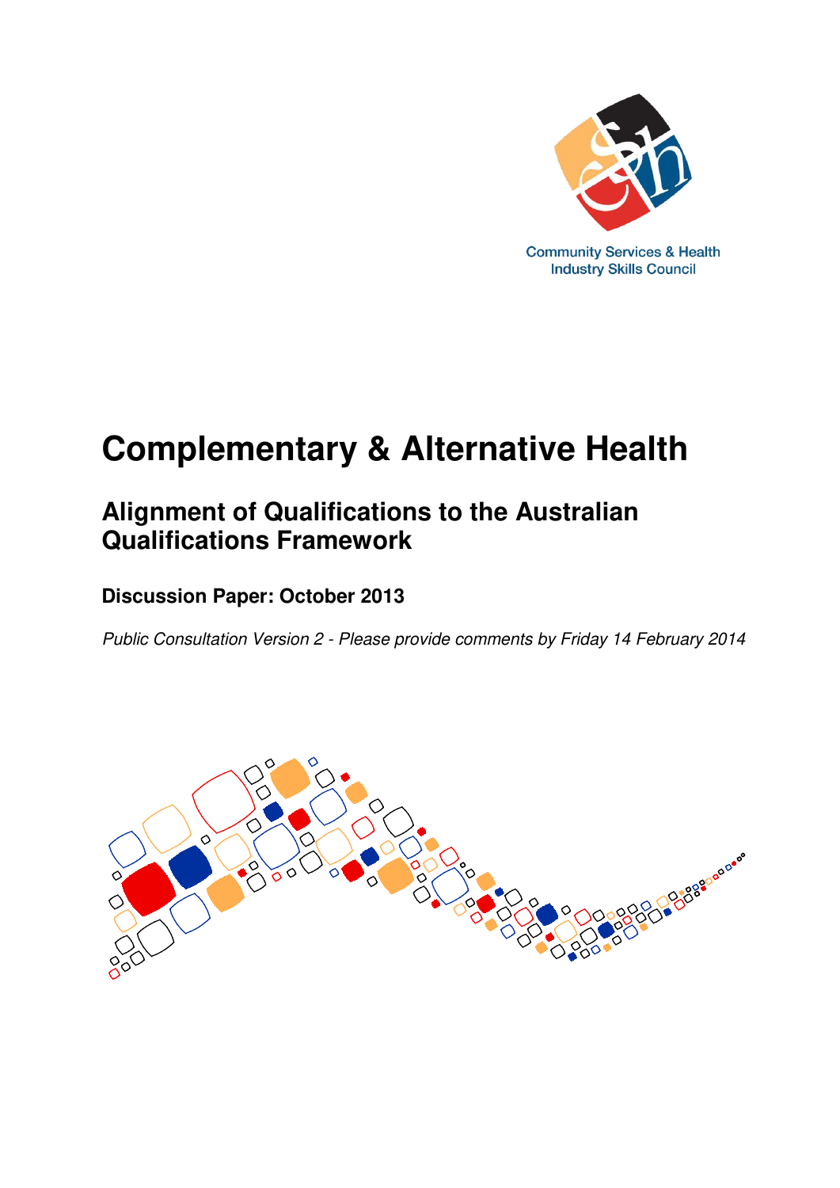Community Services & Health
Industry Skills Council

# Complementary & Alternative Health

## Alignment of Qualifications to the Australian Qualifications Framework

### Discussion Paper: October 2013

*Public Consultation Version 2 - Please provide comments by Friday 14 February 2014*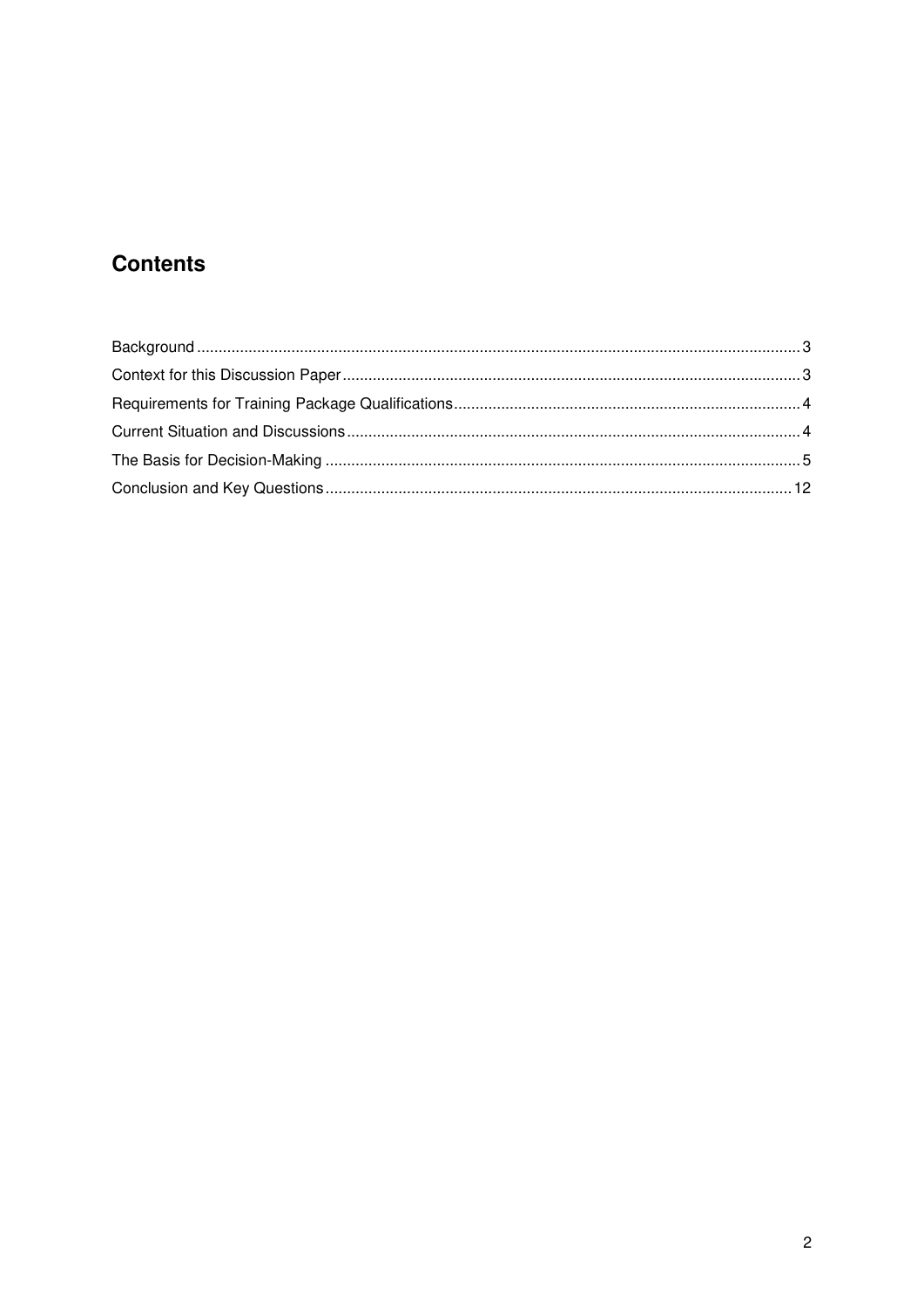## Contents

Background ........................................................................................................................................ 3
Context for this Discussion Paper ....................................................................................................... 3
Requirements for Training Package Qualifications ............................................................................. 4
Current Situation and Discussions ...................................................................................................... 4
The Basis for Decision-Making ........................................................................................................... 5
Conclusion and Key Questions ......................................................................................................... 12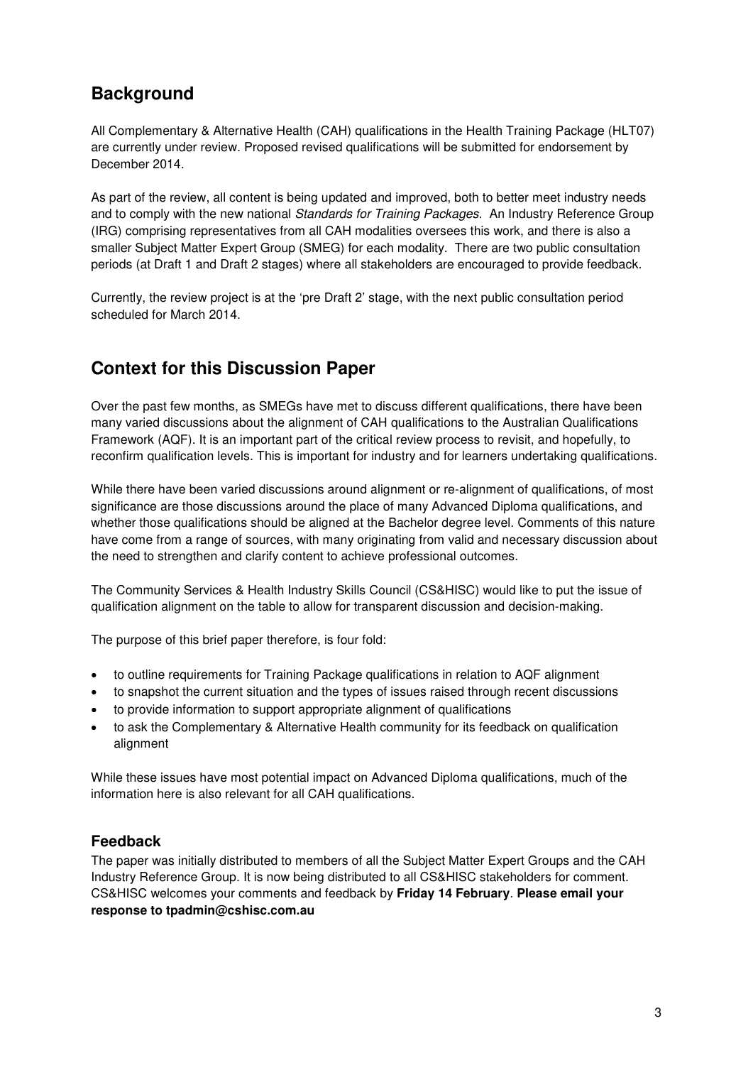## Background

All Complementary & Alternative Health (CAH) qualifications in the Health Training Package (HLT07) are currently under review. Proposed revised qualifications will be submitted for endorsement by December 2014.

As part of the review, all content is being updated and improved, both to better meet industry needs and to comply with the new national *Standards for Training Packages*. An Industry Reference Group (IRG) comprising representatives from all CAH modalities oversees this work, and there is also a smaller Subject Matter Expert Group (SMEG) for each modality. There are two public consultation periods (at Draft 1 and Draft 2 stages) where all stakeholders are encouraged to provide feedback.

Currently, the review project is at the 'pre Draft 2' stage, with the next public consultation period scheduled for March 2014.

## Context for this Discussion Paper

Over the past few months, as SMEGs have met to discuss different qualifications, there have been many varied discussions about the alignment of CAH qualifications to the Australian Qualifications Framework (AQF). It is an important part of the critical review process to revisit, and hopefully, to reconfirm qualification levels. This is important for industry and for learners undertaking qualifications.

While there have been varied discussions around alignment or re-alignment of qualifications, of most significance are those discussions around the place of many Advanced Diploma qualifications, and whether those qualifications should be aligned at the Bachelor degree level. Comments of this nature have come from a range of sources, with many originating from valid and necessary discussion about the need to strengthen and clarify content to achieve professional outcomes.

The Community Services & Health Industry Skills Council (CS&HISC) would like to put the issue of qualification alignment on the table to allow for transparent discussion and decision-making.

The purpose of this brief paper therefore, is four fold:

- to outline requirements for Training Package qualifications in relation to AQF alignment
- to snapshot the current situation and the types of issues raised through recent discussions
- to provide information to support appropriate alignment of qualifications
- to ask the Complementary & Alternative Health community for its feedback on qualification alignment

While these issues have most potential impact on Advanced Diploma qualifications, much of the information here is also relevant for all CAH qualifications.

### Feedback

The paper was initially distributed to members of all the Subject Matter Expert Groups and the CAH Industry Reference Group. It is now being distributed to all CS&HISC stakeholders for comment. CS&HISC welcomes your comments and feedback by **Friday 14 February**. **Please email your response to tpadmin@cshisc.com.au**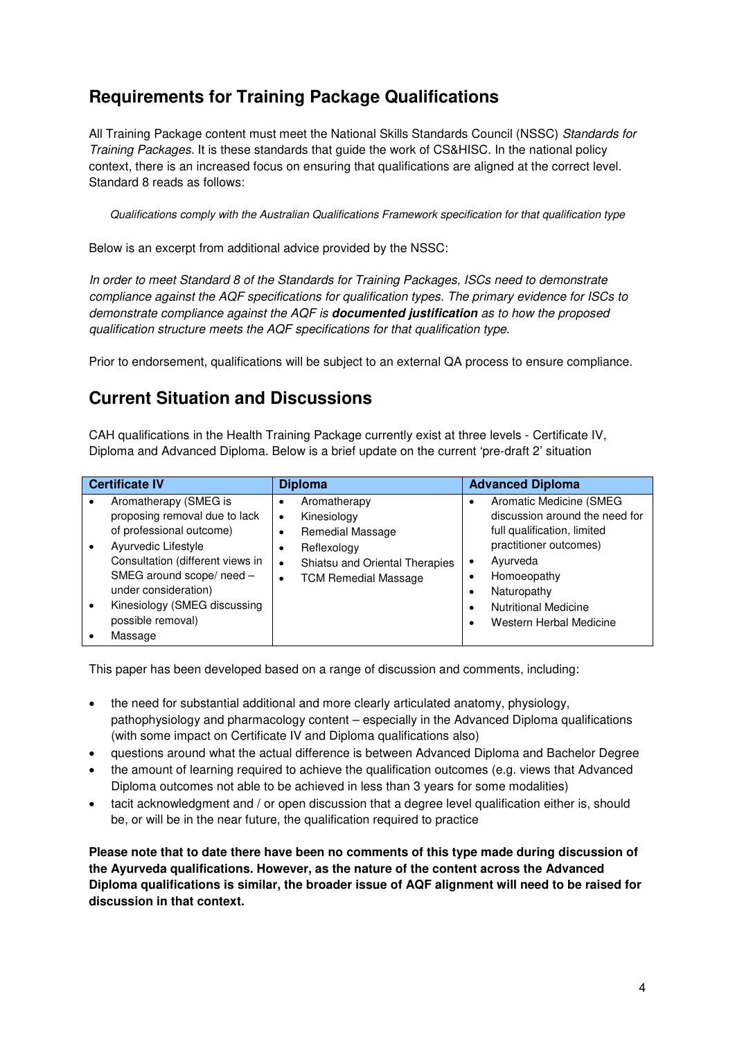## Requirements for Training Package Qualifications

All Training Package content must meet the National Skills Standards Council (NSSC) *Standards for Training Packages*. It is these standards that guide the work of CS&HISC. In the national policy context, there is an increased focus on ensuring that qualifications are aligned at the correct level. Standard 8 reads as follows:

*Qualifications comply with the Australian Qualifications Framework specification for that qualification type*

Below is an excerpt from additional advice provided by the NSSC:

*In order to meet Standard 8 of the Standards for Training Packages, ISCs need to demonstrate compliance against the AQF specifications for qualification types. The primary evidence for ISCs to demonstrate compliance against the AQF is* ***documented justification*** *as to how the proposed qualification structure meets the AQF specifications for that qualification type.*

Prior to endorsement, qualifications will be subject to an external QA process to ensure compliance.

## Current Situation and Discussions

CAH qualifications in the Health Training Package currently exist at three levels - Certificate IV, Diploma and Advanced Diploma. Below is a brief update on the current 'pre-draft 2' situation

| Certificate IV | Diploma | Advanced Diploma |
|---|---|---|
| • Aromatherapy (SMEG is proposing removal due to lack of professional outcome)<br>• Ayurvedic Lifestyle Consultation (different views in SMEG around scope/ need – under consideration)<br>• Kinesiology (SMEG discussing possible removal)<br>• Massage | • Aromatherapy<br>• Kinesiology<br>• Remedial Massage<br>• Reflexology<br>• Shiatsu and Oriental Therapies<br>• TCM Remedial Massage | • Aromatic Medicine (SMEG discussion around the need for full qualification, limited practitioner outcomes)<br>• Ayurveda<br>• Homoeopathy<br>• Naturopathy<br>• Nutritional Medicine<br>• Western Herbal Medicine |

This paper has been developed based on a range of discussion and comments, including:

- the need for substantial additional and more clearly articulated anatomy, physiology, pathophysiology and pharmacology content – especially in the Advanced Diploma qualifications (with some impact on Certificate IV and Diploma qualifications also)
- questions around what the actual difference is between Advanced Diploma and Bachelor Degree
- the amount of learning required to achieve the qualification outcomes (e.g. views that Advanced Diploma outcomes not able to be achieved in less than 3 years for some modalities)
- tacit acknowledgment and / or open discussion that a degree level qualification either is, should be, or will be in the near future, the qualification required to practice

**Please note that to date there have been no comments of this type made during discussion of the Ayurveda qualifications. However, as the nature of the content across the Advanced Diploma qualifications is similar, the broader issue of AQF alignment will need to be raised for discussion in that context.**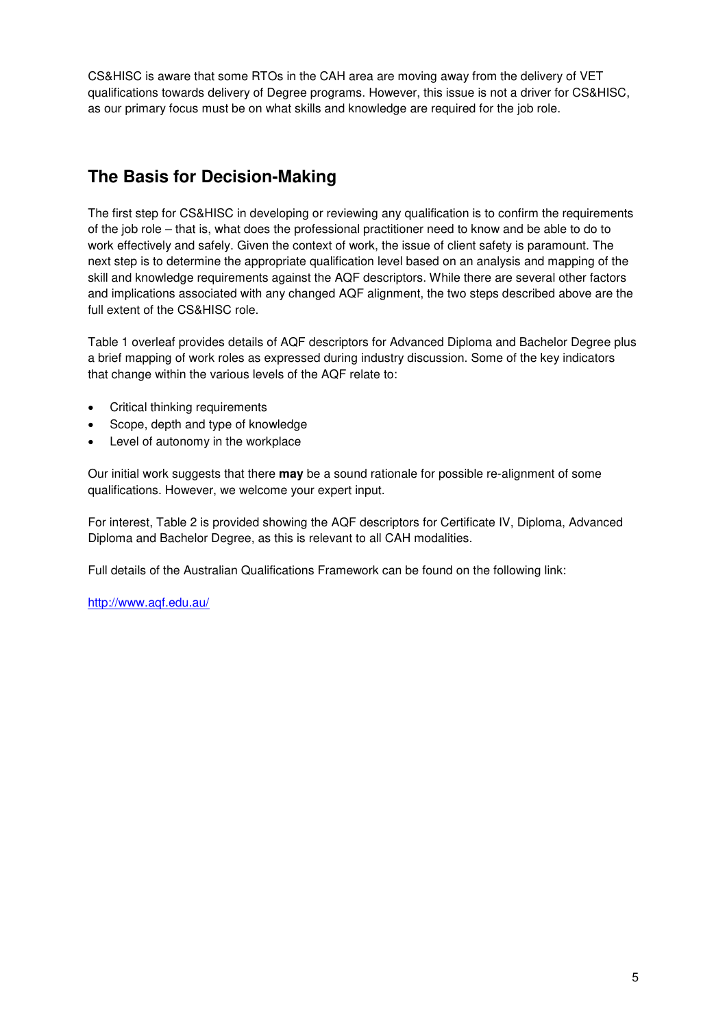CS&HISC is aware that some RTOs in the CAH area are moving away from the delivery of VET qualifications towards delivery of Degree programs. However, this issue is not a driver for CS&HISC, as our primary focus must be on what skills and knowledge are required for the job role.

## The Basis for Decision-Making

The first step for CS&HISC in developing or reviewing any qualification is to confirm the requirements of the job role – that is, what does the professional practitioner need to know and be able to do to work effectively and safely. Given the context of work, the issue of client safety is paramount. The next step is to determine the appropriate qualification level based on an analysis and mapping of the skill and knowledge requirements against the AQF descriptors. While there are several other factors and implications associated with any changed AQF alignment, the two steps described above are the full extent of the CS&HISC role.

Table 1 overleaf provides details of AQF descriptors for Advanced Diploma and Bachelor Degree plus a brief mapping of work roles as expressed during industry discussion. Some of the key indicators that change within the various levels of the AQF relate to:

- Critical thinking requirements
- Scope, depth and type of knowledge
- Level of autonomy in the workplace

Our initial work suggests that there **may** be a sound rationale for possible re-alignment of some qualifications. However, we welcome your expert input.

For interest, Table 2 is provided showing the AQF descriptors for Certificate IV, Diploma, Advanced Diploma and Bachelor Degree, as this is relevant to all CAH modalities.

Full details of the Australian Qualifications Framework can be found on the following link:

http://www.aqf.edu.au/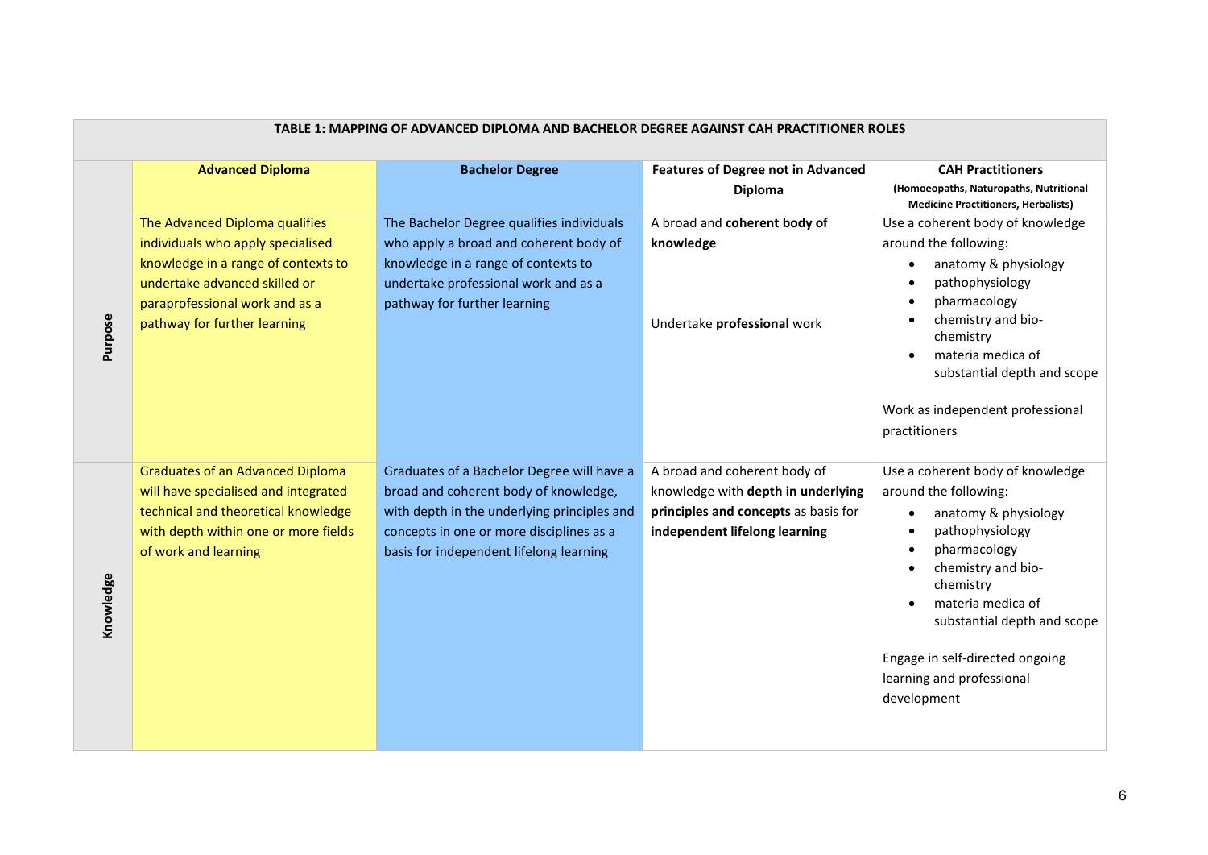**TABLE 1: MAPPING OF ADVANCED DIPLOMA AND BACHELOR DEGREE AGAINST CAH PRACTITIONER ROLES**

| | Advanced Diploma | Bachelor Degree | Features of Degree not in Advanced Diploma | CAH Practitioners (Homoeopaths, Naturopaths, Nutritional Medicine Practitioners, Herbalists) |
|---|---|---|---|---|
| **Purpose** | The Advanced Diploma qualifies individuals who apply specialised knowledge in a range of contexts to undertake advanced skilled or paraprofessional work and as a pathway for further learning | The Bachelor Degree qualifies individuals who apply a broad and coherent body of knowledge in a range of contexts to undertake professional work and as a pathway for further learning | A broad and **coherent body of knowledge**<br><br>Undertake **professional** work | Use a coherent body of knowledge around the following:<br>• anatomy & physiology<br>• pathophysiology<br>• pharmacology<br>• chemistry and bio-chemistry<br>• materia medica of substantial depth and scope<br><br>Work as independent professional practitioners |
| **Knowledge** | Graduates of an Advanced Diploma will have specialised and integrated technical and theoretical knowledge with depth within one or more fields of work and learning | Graduates of a Bachelor Degree will have a broad and coherent body of knowledge, with depth in the underlying principles and concepts in one or more disciplines as a basis for independent lifelong learning | A broad and coherent body of knowledge with **depth in underlying principles and concepts** as basis for **independent lifelong learning** | Use a coherent body of knowledge around the following:<br>• anatomy & physiology<br>• pathophysiology<br>• pharmacology<br>• chemistry and bio-chemistry<br>• materia medica of substantial depth and scope<br><br>Engage in self-directed ongoing learning and professional development |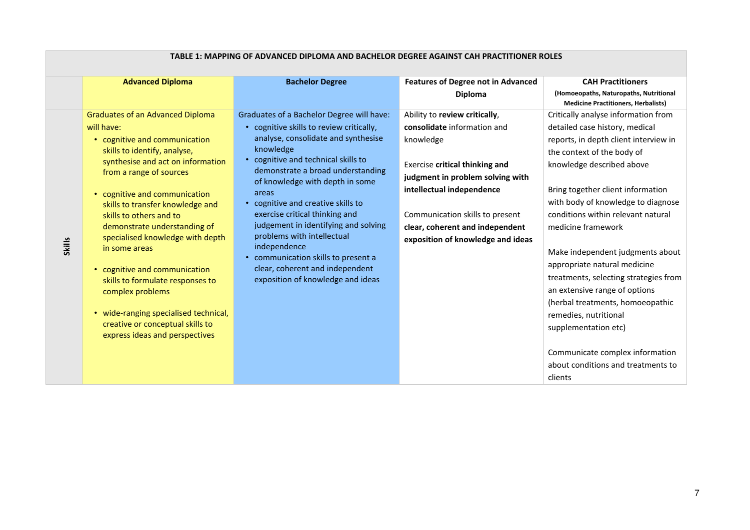**TABLE 1: MAPPING OF ADVANCED DIPLOMA AND BACHELOR DEGREE AGAINST CAH PRACTITIONER ROLES**

| | Advanced Diploma | Bachelor Degree | Features of Degree not in Advanced Diploma | CAH Practitioners (Homoeopaths, Naturopaths, Nutritional Medicine Practitioners, Herbalists) |
|---|---|---|---|---|
| **Skills** | Graduates of an Advanced Diploma will have:<br>• cognitive and communication skills to identify, analyse, synthesise and act on information from a range of sources<br>• cognitive and communication skills to transfer knowledge and skills to others and to demonstrate understanding of specialised knowledge with depth in some areas<br>• cognitive and communication skills to formulate responses to complex problems<br>• wide-ranging specialised technical, creative or conceptual skills to express ideas and perspectives | Graduates of a Bachelor Degree will have:<br>• cognitive skills to review critically, analyse, consolidate and synthesise knowledge<br>• cognitive and technical skills to demonstrate a broad understanding of knowledge with depth in some areas<br>• cognitive and creative skills to exercise critical thinking and judgement in identifying and solving problems with intellectual independence<br>• communication skills to present a clear, coherent and independent exposition of knowledge and ideas | Ability to **review critically**, **consolidate** information and knowledge<br><br>Exercise **critical thinking and judgment in problem solving with intellectual independence**<br><br>Communication skills to present **clear, coherent and independent exposition of knowledge and ideas** | Critically analyse information from detailed case history, medical reports, in depth client interview in the context of the body of knowledge described above<br><br>Bring together client information with body of knowledge to diagnose conditions within relevant natural medicine framework<br><br>Make independent judgments about appropriate natural medicine treatments, selecting strategies from an extensive range of options (herbal treatments, homoeopathic remedies, nutritional supplementation etc)<br><br>Communicate complex information about conditions and treatments to clients |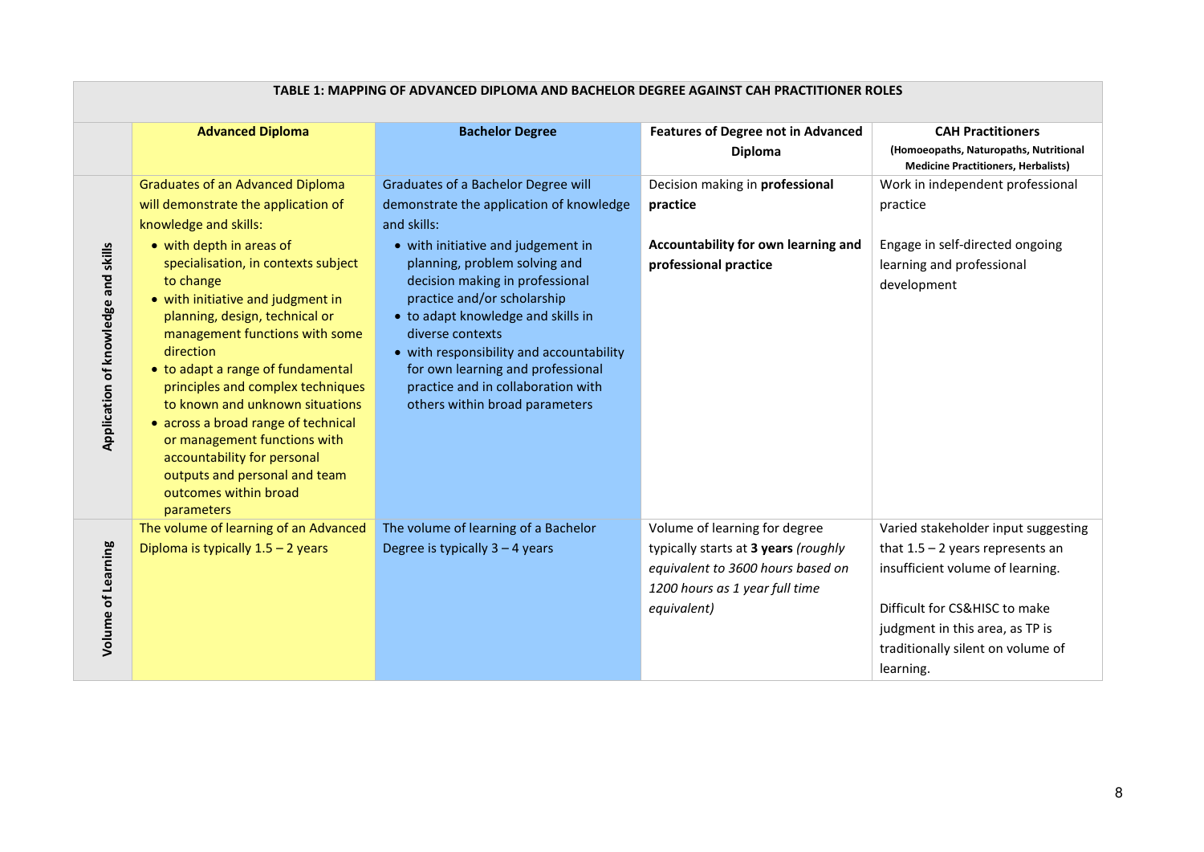**TABLE 1: MAPPING OF ADVANCED DIPLOMA AND BACHELOR DEGREE AGAINST CAH PRACTITIONER ROLES**

| | Advanced Diploma | Bachelor Degree | Features of Degree not in Advanced Diploma | CAH Practitioners (Homoeopaths, Naturopaths, Nutritional Medicine Practitioners, Herbalists) |
|---|---|---|---|---|
| **Application of knowledge and skills** | Graduates of an Advanced Diploma will demonstrate the application of knowledge and skills:<br>• with depth in areas of specialisation, in contexts subject to change<br>• with initiative and judgment in planning, design, technical or management functions with some direction<br>• to adapt a range of fundamental principles and complex techniques to known and unknown situations<br>• across a broad range of technical or management functions with accountability for personal outputs and personal and team outcomes within broad parameters | Graduates of a Bachelor Degree will demonstrate the application of knowledge and skills:<br>• with initiative and judgement in planning, problem solving and decision making in professional practice and/or scholarship<br>• to adapt knowledge and skills in diverse contexts<br>• with responsibility and accountability for own learning and professional practice and in collaboration with others within broad parameters | Decision making in **professional practice**<br><br>**Accountability for own learning and professional practice** | Work in independent professional practice<br><br>Engage in self-directed ongoing learning and professional development |
| **Volume of Learning** | The volume of learning of an Advanced Diploma is typically 1.5 – 2 years | The volume of learning of a Bachelor Degree is typically 3 – 4 years | Volume of learning for degree typically starts at **3 years** *(roughly equivalent to 3600 hours based on 1200 hours as 1 year full time equivalent)* | Varied stakeholder input suggesting that 1.5 – 2 years represents an insufficient volume of learning.<br><br>Difficult for CS&HISC to make judgment in this area, as TP is traditionally silent on volume of learning. |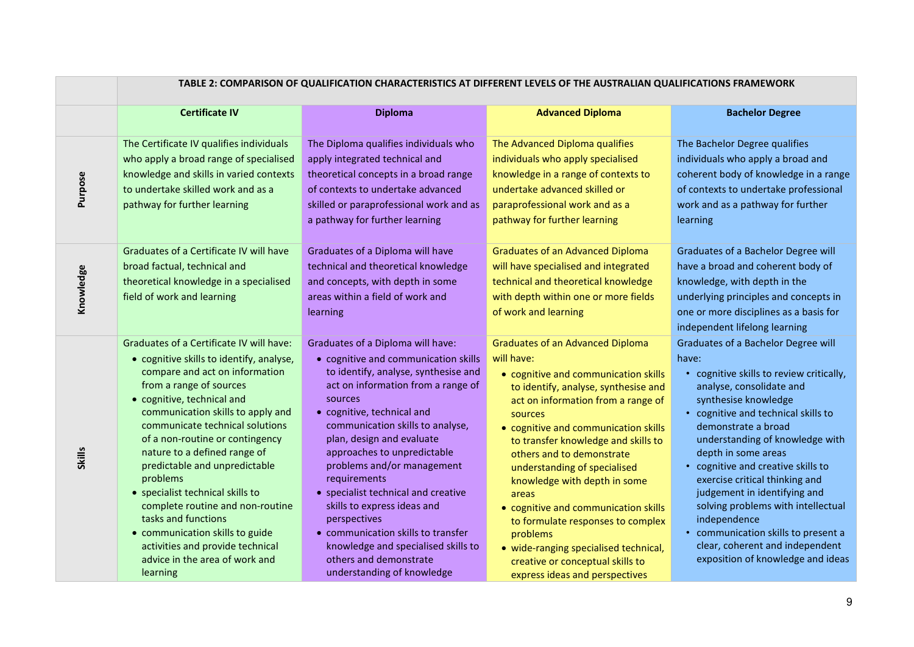**TABLE 2: COMPARISON OF QUALIFICATION CHARACTERISTICS AT DIFFERENT LEVELS OF THE AUSTRALIAN QUALIFICATIONS FRAMEWORK**

| | Certificate IV | Diploma | Advanced Diploma | Bachelor Degree |
|---|---|---|---|---|
| **Purpose** | The Certificate IV qualifies individuals who apply a broad range of specialised knowledge and skills in varied contexts to undertake skilled work and as a pathway for further learning | The Diploma qualifies individuals who apply integrated technical and theoretical concepts in a broad range of contexts to undertake advanced skilled or paraprofessional work and as a pathway for further learning | The Advanced Diploma qualifies individuals who apply specialised knowledge in a range of contexts to undertake advanced skilled or paraprofessional work and as a pathway for further learning | The Bachelor Degree qualifies individuals who apply a broad and coherent body of knowledge in a range of contexts to undertake professional work and as a pathway for further learning |
| **Knowledge** | Graduates of a Certificate IV will have broad factual, technical and theoretical knowledge in a specialised field of work and learning | Graduates of a Diploma will have technical and theoretical knowledge and concepts, with depth in some areas within a field of work and learning | Graduates of an Advanced Diploma will have specialised and integrated technical and theoretical knowledge with depth within one or more fields of work and learning | Graduates of a Bachelor Degree will have a broad and coherent body of knowledge, with depth in the underlying principles and concepts in one or more disciplines as a basis for independent lifelong learning |
| **Skills** | Graduates of a Certificate IV will have:<br>• cognitive skills to identify, analyse, compare and act on information from a range of sources<br>• cognitive, technical and communication skills to apply and communicate technical solutions of a non-routine or contingency nature to a defined range of predictable and unpredictable problems<br>• specialist technical skills to complete routine and non-routine tasks and functions<br>• communication skills to guide activities and provide technical advice in the area of work and learning | Graduates of a Diploma will have:<br>• cognitive and communication skills to identify, analyse, synthesise and act on information from a range of sources<br>• cognitive, technical and communication skills to analyse, plan, design and evaluate approaches to unpredictable problems and/or management requirements<br>• specialist technical and creative skills to express ideas and perspectives<br>• communication skills to transfer knowledge and specialised skills to others and demonstrate understanding of knowledge | Graduates of an Advanced Diploma will have:<br>• cognitive and communication skills to identify, analyse, synthesise and act on information from a range of sources<br>• cognitive and communication skills to transfer knowledge and skills to others and to demonstrate understanding of specialised knowledge with depth in some areas<br>• cognitive and communication skills to formulate responses to complex problems<br>• wide-ranging specialised technical, creative or conceptual skills to express ideas and perspectives | Graduates of a Bachelor Degree will have:<br>• cognitive skills to review critically, analyse, consolidate and synthesise knowledge<br>• cognitive and technical skills to demonstrate a broad understanding of knowledge with depth in some areas<br>• cognitive and creative skills to exercise critical thinking and judgement in identifying and solving problems with intellectual independence<br>• communication skills to present a clear, coherent and independent exposition of knowledge and ideas |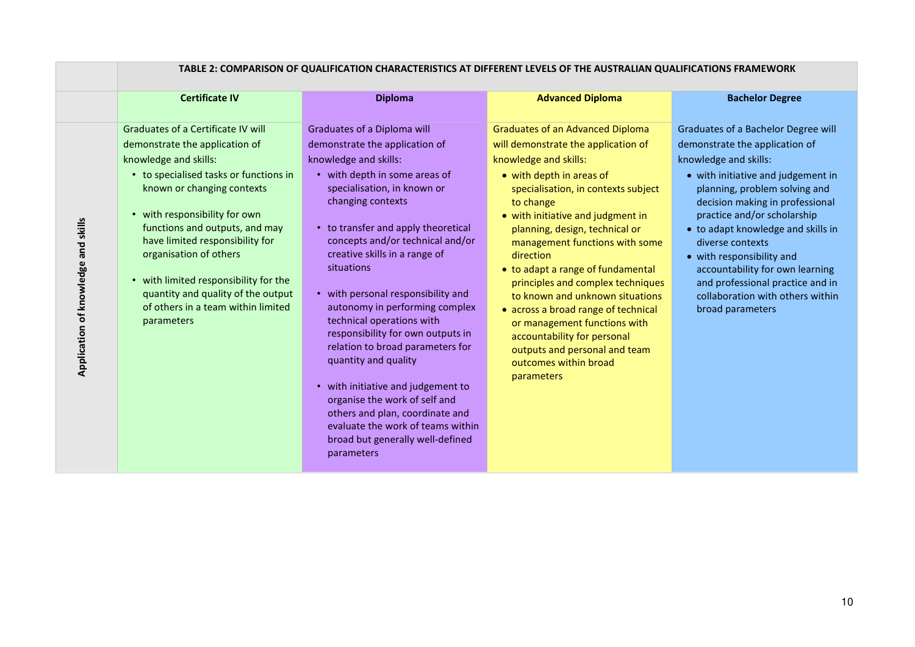| | TABLE 2: COMPARISON OF QUALIFICATION CHARACTERISTICS AT DIFFERENT LEVELS OF THE AUSTRALIAN QUALIFICATIONS FRAMEWORK | | | |
|---|---|---|---|---|
| | **Certificate IV** | **Diploma** | **Advanced Diploma** | **Bachelor Degree** |
| **Application of knowledge and skills** | Graduates of a Certificate IV will demonstrate the application of knowledge and skills:<br>• to specialised tasks or functions in known or changing contexts<br>• with responsibility for own functions and outputs, and may have limited responsibility for organisation of others<br>• with limited responsibility for the quantity and quality of the output of others in a team within limited parameters | Graduates of a Diploma will demonstrate the application of knowledge and skills:<br>• with depth in some areas of specialisation, in known or changing contexts<br>• to transfer and apply theoretical concepts and/or technical and/or creative skills in a range of situations<br>• with personal responsibility and autonomy in performing complex technical operations with responsibility for own outputs in relation to broad parameters for quantity and quality<br>• with initiative and judgement to organise the work of self and others and plan, coordinate and evaluate the work of teams within broad but generally well-defined parameters | Graduates of an Advanced Diploma will demonstrate the application of knowledge and skills:<br>• with depth in areas of specialisation, in contexts subject to change<br>• with initiative and judgment in planning, design, technical or management functions with some direction<br>• to adapt a range of fundamental principles and complex techniques to known and unknown situations<br>• across a broad range of technical or management functions with accountability for personal outputs and personal and team outcomes within broad parameters | Graduates of a Bachelor Degree will demonstrate the application of knowledge and skills:<br>• with initiative and judgement in planning, problem solving and decision making in professional practice and/or scholarship<br>• to adapt knowledge and skills in diverse contexts<br>• with responsibility and accountability for own learning and professional practice and in collaboration with others within broad parameters |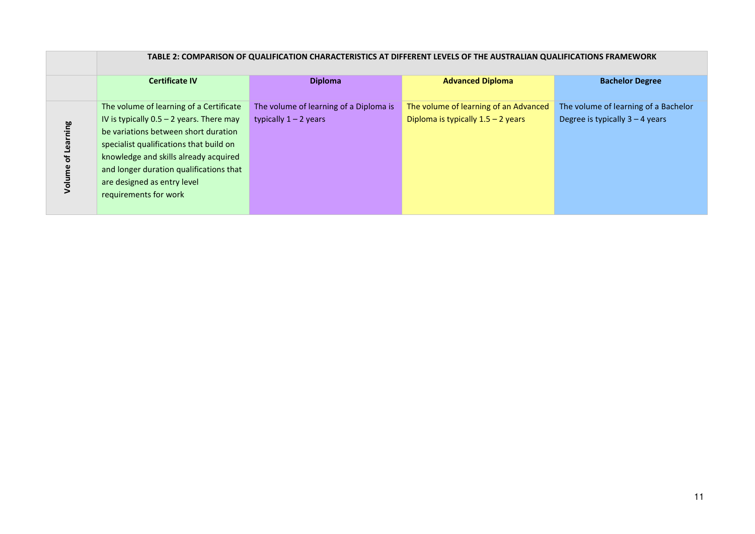| | TABLE 2: COMPARISON OF QUALIFICATION CHARACTERISTICS AT DIFFERENT LEVELS OF THE AUSTRALIAN QUALIFICATIONS FRAMEWORK | | | |
|---|---|---|---|---|
| | **Certificate IV** | **Diploma** | **Advanced Diploma** | **Bachelor Degree** |
| **Volume of Learning** | The volume of learning of a Certificate IV is typically 0.5 – 2 years. There may be variations between short duration specialist qualifications that build on knowledge and skills already acquired and longer duration qualifications that are designed as entry level requirements for work | The volume of learning of a Diploma is typically 1 – 2 years | The volume of learning of an Advanced Diploma is typically 1.5 – 2 years | The volume of learning of a Bachelor Degree is typically 3 – 4 years |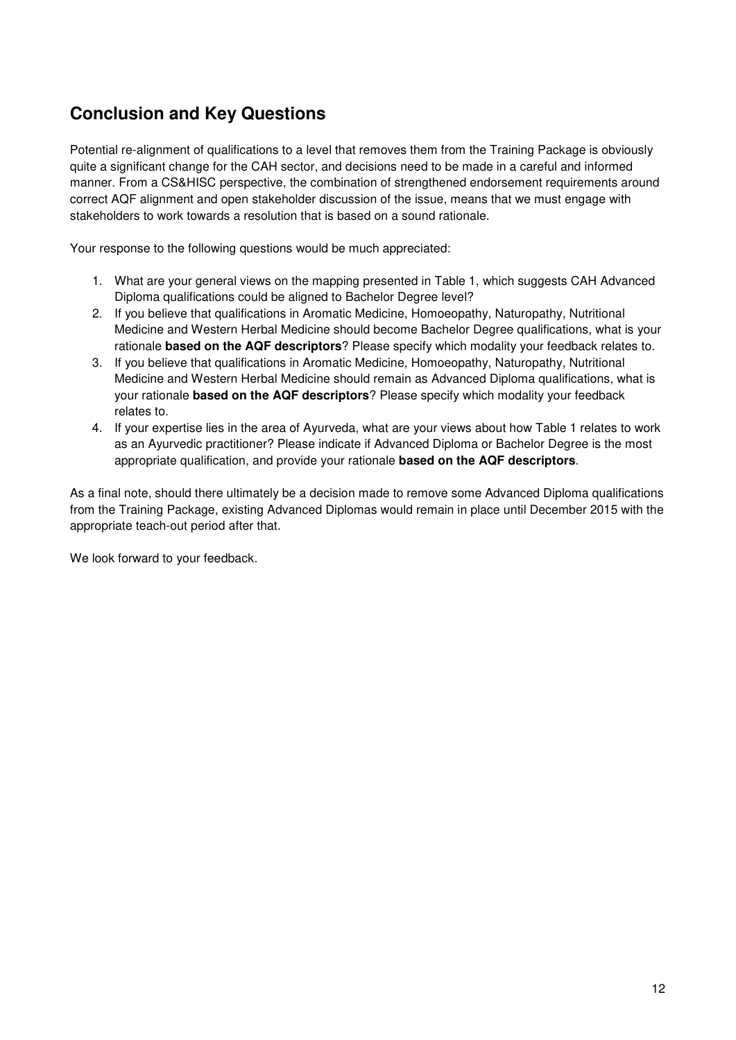## Conclusion and Key Questions

Potential re-alignment of qualifications to a level that removes them from the Training Package is obviously quite a significant change for the CAH sector, and decisions need to be made in a careful and informed manner. From a CS&HISC perspective, the combination of strengthened endorsement requirements around correct AQF alignment and open stakeholder discussion of the issue, means that we must engage with stakeholders to work towards a resolution that is based on a sound rationale.

Your response to the following questions would be much appreciated:

1. What are your general views on the mapping presented in Table 1, which suggests CAH Advanced Diploma qualifications could be aligned to Bachelor Degree level?
2. If you believe that qualifications in Aromatic Medicine, Homoeopathy, Naturopathy, Nutritional Medicine and Western Herbal Medicine should become Bachelor Degree qualifications, what is your rationale **based on the AQF descriptors**? Please specify which modality your feedback relates to.
3. If you believe that qualifications in Aromatic Medicine, Homoeopathy, Naturopathy, Nutritional Medicine and Western Herbal Medicine should remain as Advanced Diploma qualifications, what is your rationale **based on the AQF descriptors**? Please specify which modality your feedback relates to.
4. If your expertise lies in the area of Ayurveda, what are your views about how Table 1 relates to work as an Ayurvedic practitioner? Please indicate if Advanced Diploma or Bachelor Degree is the most appropriate qualification, and provide your rationale **based on the AQF descriptors**.

As a final note, should there ultimately be a decision made to remove some Advanced Diploma qualifications from the Training Package, existing Advanced Diplomas would remain in place until December 2015 with the appropriate teach-out period after that.

We look forward to your feedback.